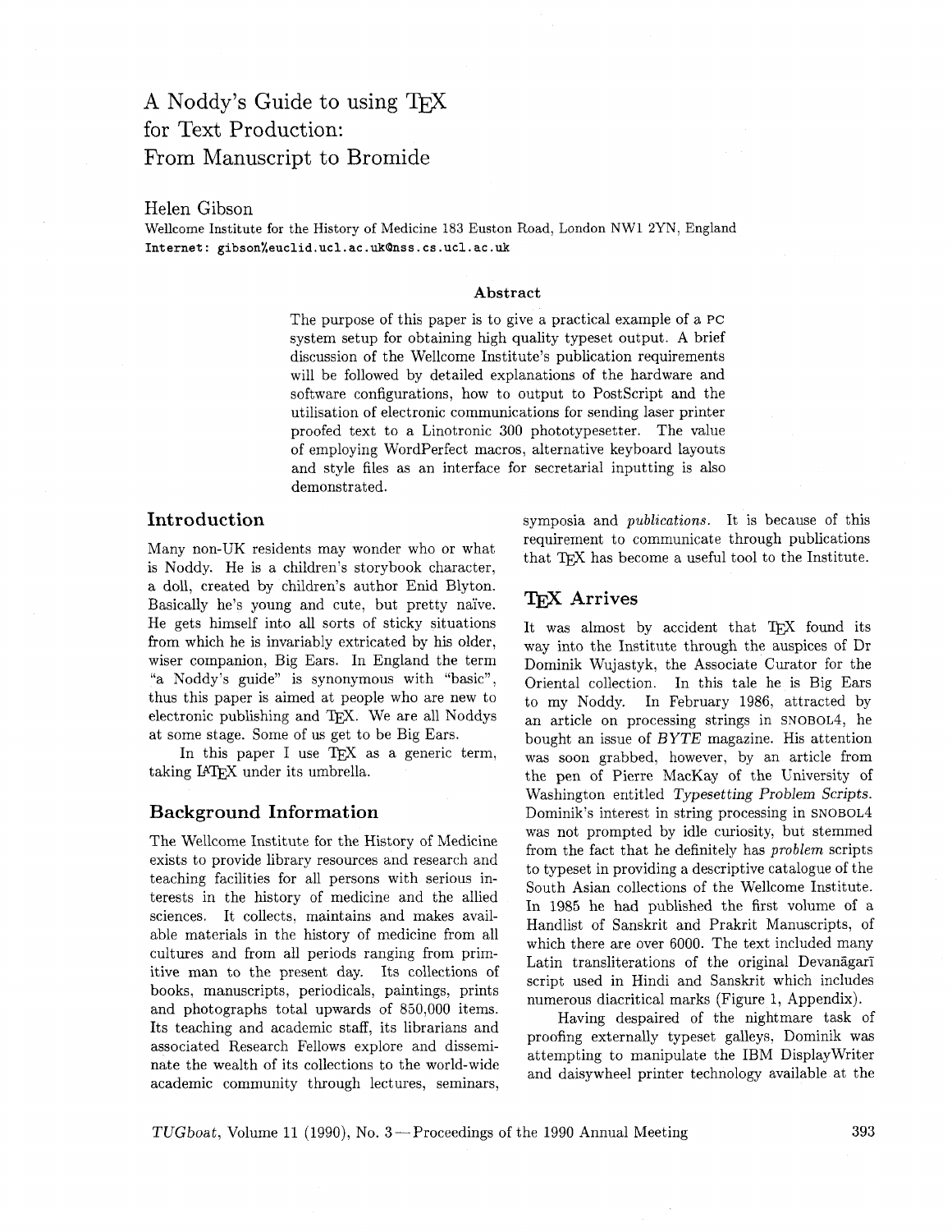# A Noddy's Guide to using TEX for Text Production: From Manuscript to Bromide

Helen Gibson

Wellcome Institute for the History of Medicine 183 Euston Road, London NW1 2YN, England

**Internet:** gibson%euclid.ucl.ac.uk@nss.cs.ucl.ac.uk

### Abstract

The purpose of this paper is to give a practical example of a PC system setup for obtaining high quality typeset output. A brief discussion of the Wellcome Institute's publication requirements will be followed by detailed explanations of the hardware and software configurations, how to output to PostScript and the utilisation of electronic communications for sending laser printer proofed text to a Linotronic 300 phototypesetter. The value of employing WordPerfect macros, alternative keyboard layouts and style files as an interface for secretarial inputting is also demonstrated.

## Introduction

Many non-UK residents may wonder who or what is Noddy. He is a children's storybook character, a doll, created by children's author Enid Blyton. Basically he's young and cute, but pretty naïve. He gets himself into all sorts of sticky situations from which he is invariably extricated by his older, wiser companion, Big Ears. In England the term "a Noddy's guide" is synonymous with "basic", thus this paper is aimed at people who are new to electronic publishing and TEX. We are all Noddys at some stage. Some of us get to be Big Ears.

In this paper I use TEX as a generic term, taking LATEX under its umbrella.

## Background Information

The Wellcome Institute for the History of Medicine exists to provide library resources and research and teaching facilities for all persons with serious interests in the history of medicine and the allied sciences. It collects, maintains and makes available materials in the history of medicine from all cultures and from all periods ranging from primitive man to the present day. Its collections of books, manuscripts, periodicals, paintings, prints and photographs total upwards of 850,000 items. Its teaching and academic staff, its librarians and associated Research Fellows explore and disseminate the wealth of its collections to the world-wide academic community through lectures, seminars, symposia and *publications*. It is because of this requirement to communicate through publications that TEX has become a useful tool to the Institute.

## TEX Arrives

It was almost by accident that TEX found its way into the Institute through the auspices of Dr Dominik Wujastyk, the Associate Curator for the Oriental collection. In this tale he is Big Ears to my Noddy. In February 1986, attracted by an article on processing strings in SNOBOL4, he bought an issue of *BYTE* magazine. His attention was soon grabbed, however, by an article from the pen of Pierre MacKay of the University of Washington entitled *Typesetting Problem Scripts*. Dominik's interest in string processing in SNOBOL4 was not prompted by idle curiosity, but stemmed from the fact that he definitely has *problem* scripts to typeset in providing a descriptive catalogue of the South Asian collections of the Wellcome Institute. In 1985 he had published the first volume of a Handlist of Sanskrit and Prakrit Manuscripts, of which there are over 6000. The text included many Latin transliterations of the original Devanāgarī script used in Hindi and Sanskrit which includes numerous diacritical marks (Figure 1, Appendix).

Having despaired of the nightmare task of proofing externally typeset galleys, Dominik was attempting to manipulate the IBM DisplayWriter and daisywheel printer technology available at the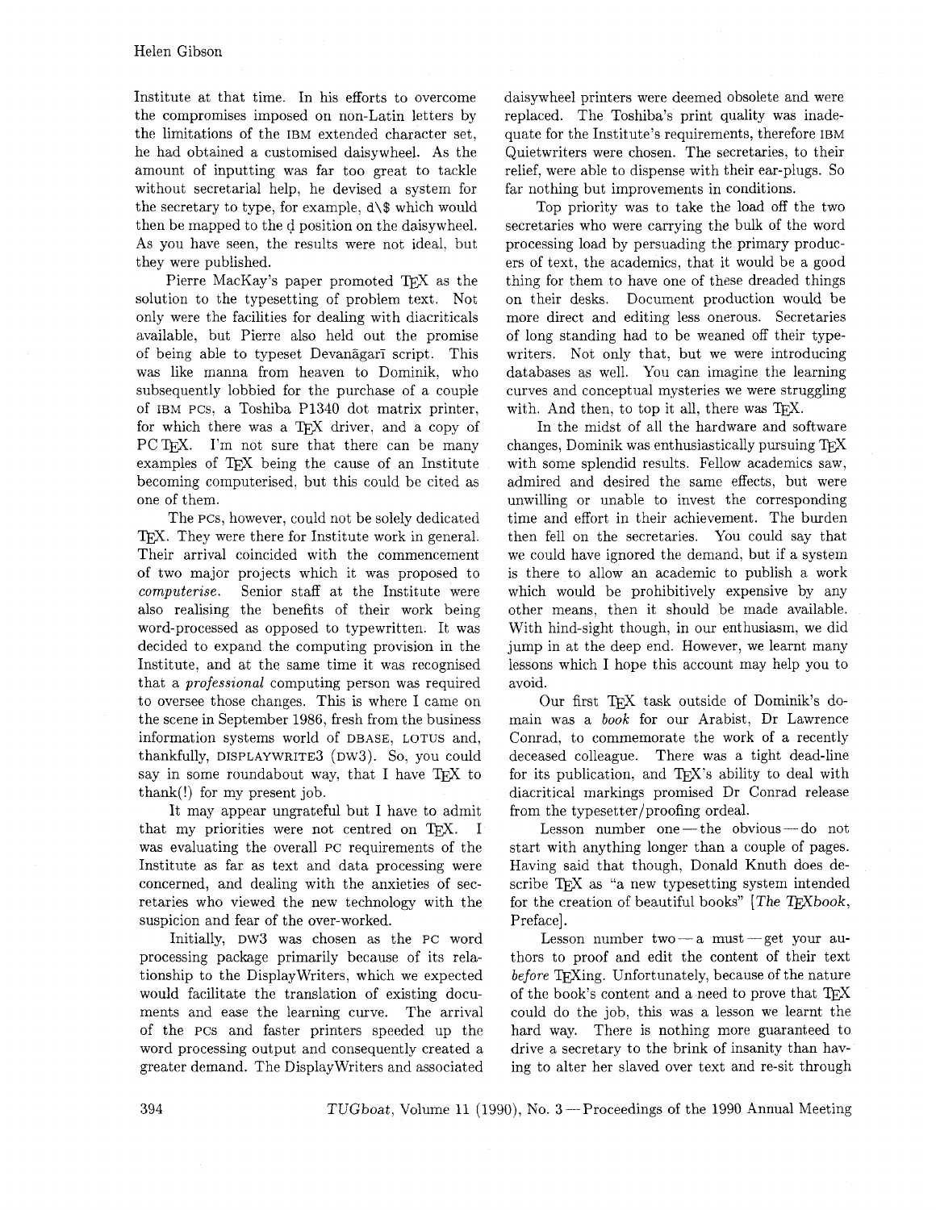Institute at that time. In his efforts to overcome the compromises imposed on non-Latin letters by the limitations of the IBM extended character set, he had obtained a customised daisywheel. As the amount of inputting was far too great to tackle without secretarial help, he devised a system for the secretary to type, for example, d\$ which would then be mapped to the ḍ position on the daisywheel. As you have seen, the results were not ideal, but they were published.

Pierre MacKay's paper promoted TeX as the solution to the typesetting of problem text. Not only were the facilities for dealing with diacriticals available, but Pierre also held out the promise of being able to typeset Devanāgarī script. This was like manna from heaven to Dominik, who subsequently lobbied for the purchase of a couple of IBM PCs, a Toshiba P1340 dot matrix printer, for which there was a TeX driver, and a copy of PC TeX. I'm not sure that there can be many examples of TeX being the cause of an Institute becoming computerised, but this could be cited as one of them.

The PCs, however, could not be solely dedicated TeX. They were there for Institute work in general. Their arrival coincided with the commencement of two major projects which it was proposed to *computerise*. Senior staff at the Institute were also realising the benefits of their work being word-processed as opposed to typewritten. It was decided to expand the computing provision in the Institute, and at the same time it was recognised that a *professional* computing person was required to oversee those changes. This is where I came on the scene in September 1986, fresh from the business information systems world of DBASE, LOTUS and, thankfully, DISPLAYWRITE3 (DW3). So, you could say in some roundabout way, that I have TeX to thank(!) for my present job.

It may appear ungrateful but I have to admit that my priorities were not centred on TeX. I was evaluating the overall PC requirements of the Institute as far as text and data processing were concerned, and dealing with the anxieties of secretaries who viewed the new technology with the suspicion and fear of the over-worked.

Initially, DW3 was chosen as the PC word processing package primarily because of its relationship to the DisplayWriters, which we expected would facilitate the translation of existing documents and ease the learning curve. The arrival of the PCs and faster printers speeded up the word processing output and consequently created a greater demand. The DisplayWriters and associated daisywheel printers were deemed obsolete and were replaced. The Toshiba's print quality was inadequate for the Institute's requirements, therefore IBM Quietwriters were chosen. The secretaries, to their relief, were able to dispense with their ear-plugs. So far nothing but improvements in conditions.

Top priority was to take the load off the two secretaries who were carrying the bulk of the word processing load by persuading the primary producers of text, the academics, that it would be a good thing for them to have one of these dreaded things on their desks. Document production would be more direct and editing less onerous. Secretaries of long standing had to be weaned off their typewriters. Not only that, but we were introducing databases as well. You can imagine the learning curves and conceptual mysteries we were struggling with. And then, to top it all, there was TeX.

In the midst of all the hardware and software changes, Dominik was enthusiastically pursuing TeX with some splendid results. Fellow academics saw, admired and desired the same effects, but were unwilling or unable to invest the corresponding time and effort in their achievement. The burden then fell on the secretaries. You could say that we could have ignored the demand, but if a system is there to allow an academic to publish a work which would be prohibitively expensive by any other means, then it should be made available. With hind-sight though, in our enthusiasm, we did jump in at the deep end. However, we learnt many lessons which I hope this account may help you to avoid.

Our first TeX task outside of Dominik's domain was a *book* for our Arabist, Dr Lawrence Conrad, to commemorate the work of a recently deceased colleague. There was a tight dead-line for its publication, and TeX's ability to deal with diacritical markings promised Dr Conrad release from the typesetter/proofing ordeal.

Lesson number one — the obvious — do not start with anything longer than a couple of pages. Having said that though, Donald Knuth does describe TeX as "a new typesetting system intended for the creation of beautiful books" [*The TeXbook*, Preface].

Lesson number two — a must — get your authors to proof and edit the content of their text *before* TeXing. Unfortunately, because of the nature of the book's content and a need to prove that TeX could do the job, this was a lesson we learnt the hard way. There is nothing more guaranteed to drive a secretary to the brink of insanity than having to alter her slaved over text and re-sit through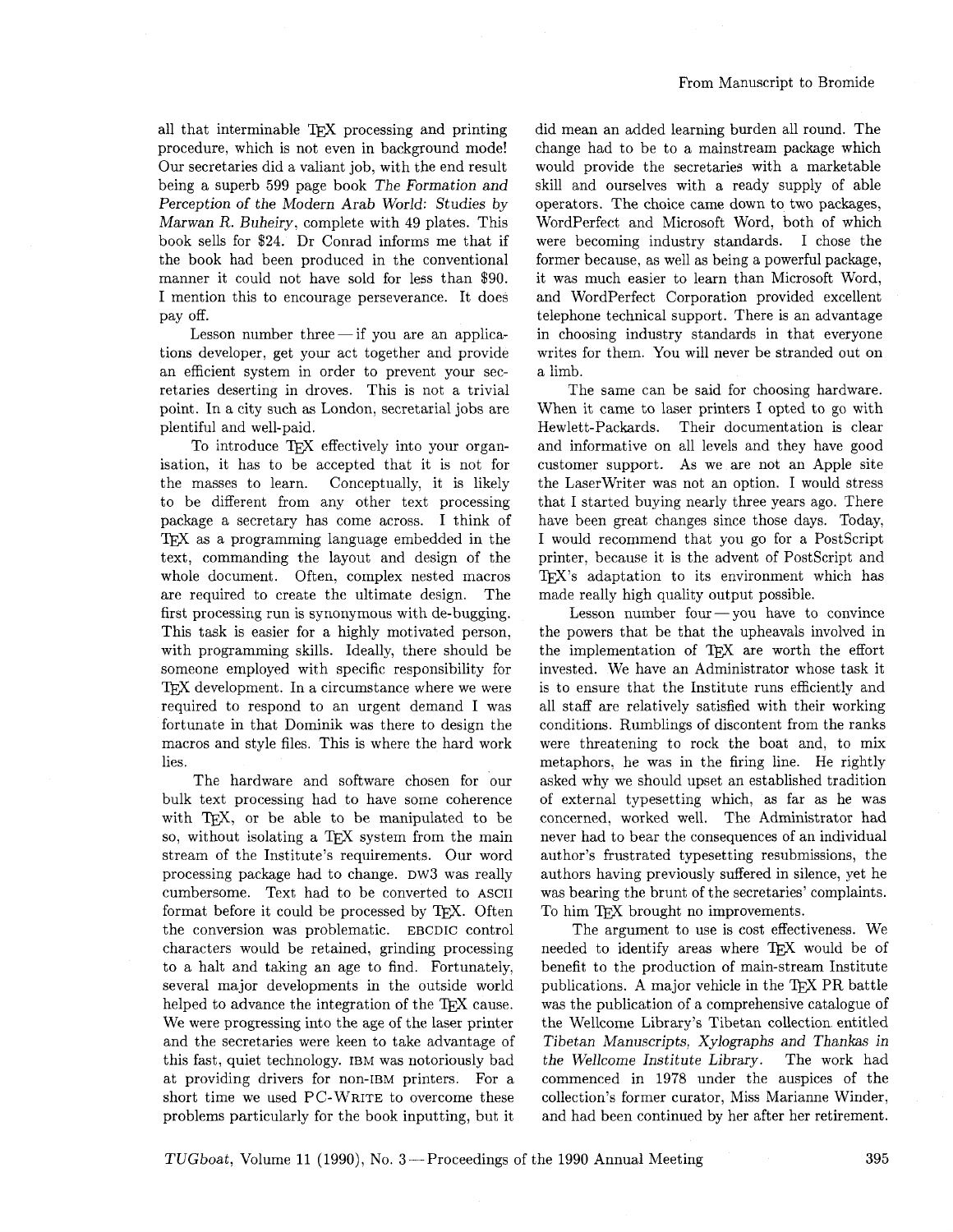all that interminable TeX processing and printing procedure, which is not even in background mode! Our secretaries did a valiant job, with the end result being a superb 599 page book *The Formation and Perception of the Modern Arab World: Studies by Marwan R. Buheiry*, complete with 49 plates. This book sells for $24. Dr Conrad informs me that if the book had been produced in the conventional manner it could not have sold for less than $90. I mention this to encourage perseverance. It does pay off.

Lesson number three — if you are an applications developer, get your act together and provide an efficient system in order to prevent your secretaries deserting in droves. This is not a trivial point. In a city such as London, secretarial jobs are plentiful and well-paid.

To introduce TeX effectively into your organisation, it has to be accepted that it is not for the masses to learn. Conceptually, it is likely to be different from any other text processing package a secretary has come across. I think of TeX as a programming language embedded in the text, commanding the layout and design of the whole document. Often, complex nested macros are required to create the ultimate design. The first processing run is synonymous with de-bugging. This task is easier for a highly motivated person, with programming skills. Ideally, there should be someone employed with specific responsibility for TeX development. In a circumstance where we were required to respond to an urgent demand I was fortunate in that Dominik was there to design the macros and style files. This is where the hard work lies.

The hardware and software chosen for our bulk text processing had to have some coherence with TeX, or be able to be manipulated to be so, without isolating a TeX system from the main stream of the Institute's requirements. Our word processing package had to change. DW3 was really cumbersome. Text had to be converted to ASCII format before it could be processed by TeX. Often the conversion was problematic. EBCDIC control characters would be retained, grinding processing to a halt and taking an age to find. Fortunately, several major developments in the outside world helped to advance the integration of the TeX cause. We were progressing into the age of the laser printer and the secretaries were keen to take advantage of this fast, quiet technology. IBM was notoriously bad at providing drivers for non-IBM printers. For a short time we used PC-WRITE to overcome these problems particularly for the book inputting, but it did mean an added learning burden all round. The change had to be to a mainstream package which would provide the secretaries with a marketable skill and ourselves with a ready supply of able operators. The choice came down to two packages, WordPerfect and Microsoft Word, both of which were becoming industry standards. I chose the former because, as well as being a powerful package, it was much easier to learn than Microsoft Word, and WordPerfect Corporation provided excellent telephone technical support. There is an advantage in choosing industry standards in that everyone writes for them. You will never be stranded out on a limb.

The same can be said for choosing hardware. When it came to laser printers I opted to go with Hewlett-Packards. Their documentation is clear and informative on all levels and they have good customer support. As we are not an Apple site the LaserWriter was not an option. I would stress that I started buying nearly three years ago. There have been great changes since those days. Today, I would recommend that you go for a PostScript printer, because it is the advent of PostScript and TeX's adaptation to its environment which has made really high quality output possible.

Lesson number four — you have to convince the powers that be that the upheavals involved in the implementation of TeX are worth the effort invested. We have an Administrator whose task it is to ensure that the Institute runs efficiently and all staff are relatively satisfied with their working conditions. Rumblings of discontent from the ranks were threatening to rock the boat and, to mix metaphors, he was in the firing line. He rightly asked why we should upset an established tradition of external typesetting which, as far as he was concerned, worked well. The Administrator had never had to bear the consequences of an individual author's frustrated typesetting resubmissions, the authors having previously suffered in silence, yet he was bearing the brunt of the secretaries' complaints. To him TeX brought no improvements.

The argument to use is cost effectiveness. We needed to identify areas where TeX would be of benefit to the production of main-stream Institute publications. A major vehicle in the TeX PR battle was the publication of a comprehensive catalogue of the Wellcome Library's Tibetan collection entitled *Tibetan Manuscripts, Xylographs and Thankas in the Wellcome Institute Library*. The work had commenced in 1978 under the auspices of the collection's former curator, Miss Marianne Winder, and had been continued by her after her retirement.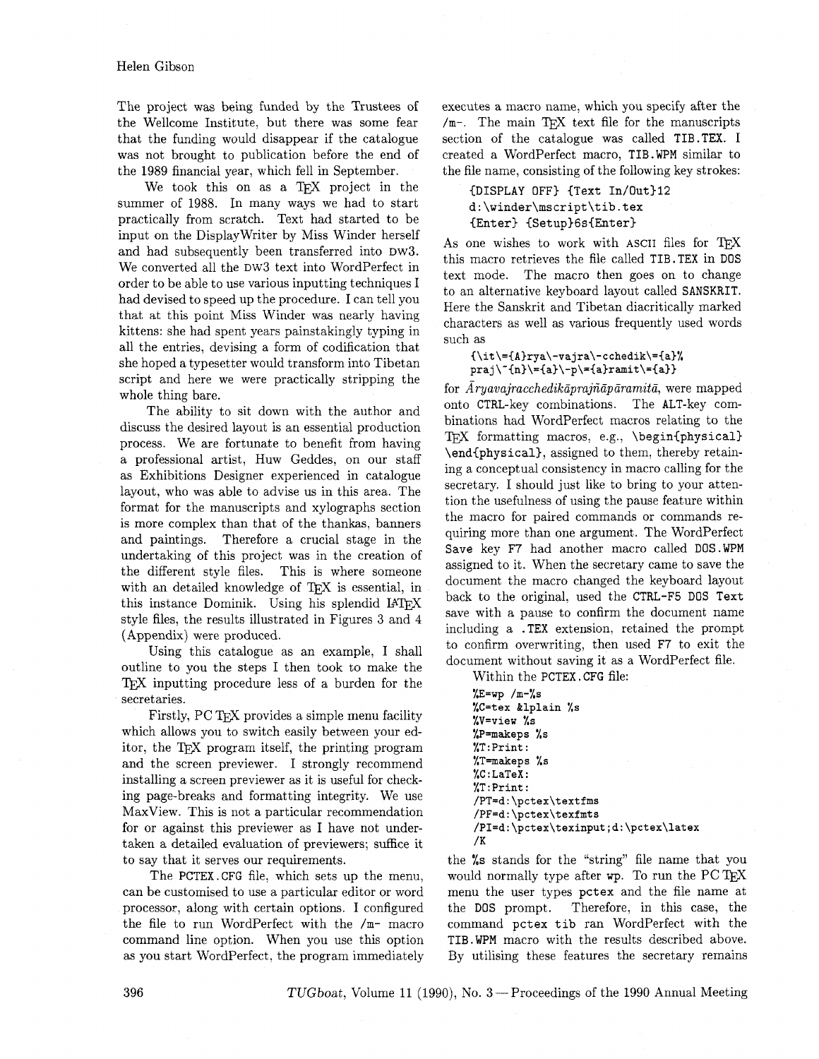The project was being funded by the Trustees of the Wellcome Institute, but there was some fear that the funding would disappear if the catalogue was not brought to publication before the end of the 1989 financial year, which fell in September.

We took this on as a TeX project in the summer of 1988. In many ways we had to start practically from scratch. Text had started to be input on the DisplayWriter by Miss Winder herself and had subsequently been transferred into DW3. We converted all the DW3 text into WordPerfect in order to be able to use various inputting techniques I had devised to speed up the procedure. I can tell you that at this point Miss Winder was nearly having kittens: she had spent years painstakingly typing in all the entries, devising a form of codification that she hoped a typesetter would transform into Tibetan script and here we were practically stripping the whole thing bare.

The ability to sit down with the author and discuss the desired layout is an essential production process. We are fortunate to benefit from having a professional artist, Huw Geddes, on our staff as Exhibitions Designer experienced in catalogue layout, who was able to advise us in this area. The format for the manuscripts and xylographs section is more complex than that of the thankas, banners and paintings. Therefore a crucial stage in the undertaking of this project was in the creation of the different style files. This is where someone with an detailed knowledge of TeX is essential, in this instance Dominik. Using his splendid LaTeX style files, the results illustrated in Figures 3 and 4 (Appendix) were produced.

Using this catalogue as an example, I shall outline to you the steps I then took to make the TeX inputting procedure less of a burden for the secretaries.

Firstly, PC TeX provides a simple menu facility which allows you to switch easily between your editor, the TeX program itself, the printing program and the screen previewer. I strongly recommend installing a screen previewer as it is useful for checking page-breaks and formatting integrity. We use MaxView. This is not a particular recommendation for or against this previewer as I have not undertaken a detailed evaluation of previewers; suffice it to say that it serves our requirements.

The PCTEX.CFG file, which sets up the menu, can be customised to use a particular editor or word processor, along with certain options. I configured the file to run WordPerfect with the /m- macro command line option. When you use this option as you start WordPerfect, the program immediately executes a macro name, which you specify after the /m-. The main TeX text file for the manuscripts section of the catalogue was called TIB.TEX. I created a WordPerfect macro, TIB.WPM similar to the file name, consisting of the following key strokes:

```
{DISPLAY OFF} {Text In/Out}12
d:\winder\mscript\tib.tex
{Enter} {Setup}6s{Enter}
```

As one wishes to work with ASCII files for TeX this macro retrieves the file called TIB.TEX in DOS text mode. The macro then goes on to change to an alternative keyboard layout called SANSKRIT. Here the Sanskrit and Tibetan diacritically marked characters as well as various frequently used words such as

```
{\it\={A}rya\-vajra\-cchedik\={a}%
praj\~{n}\={a}\-p\={a}ramit\={a}}
```

for *Āryavajracchedikāprajñāpāramitā*, were mapped onto CTRL-key combinations. The ALT-key combinations had WordPerfect macros relating to the TeX formatting macros, e.g., \begin{physical} \end{physical}, assigned to them, thereby retaining a conceptual consistency in macro calling for the secretary. I should just like to bring to your attention the usefulness of using the pause feature within the macro for paired commands or commands requiring more than one argument. The WordPerfect Save key F7 had another macro called DOS.WPM assigned to it. When the secretary came to save the document the macro changed the keyboard layout back to the original, used the CTRL-F5 DOS Text save with a pause to confirm the document name including a .TEX extension, retained the prompt to confirm overwriting, then used F7 to exit the document without saving it as a WordPerfect file.

Within the PCTEX.CFG file:

```
%E=wp /m-%s
%C=tex &lplain %s
%V=view %s
%P=makeps %s
%T:Print:
%T=makeps %s
%C:LaTeX:
%T:Print:
/PT=d:\pctex\textfms
/PF=d:\pctex\texfmts
/PI=d:\pctex\texinput;d:\pctex\latex
/K
```

the %s stands for the "string" file name that you would normally type after wp. To run the PC TeX menu the user types pctex and the file name at the DOS prompt. Therefore, in this case, the command pctex tib ran WordPerfect with the TIB.WPM macro with the results described above. By utilising these features the secretary remains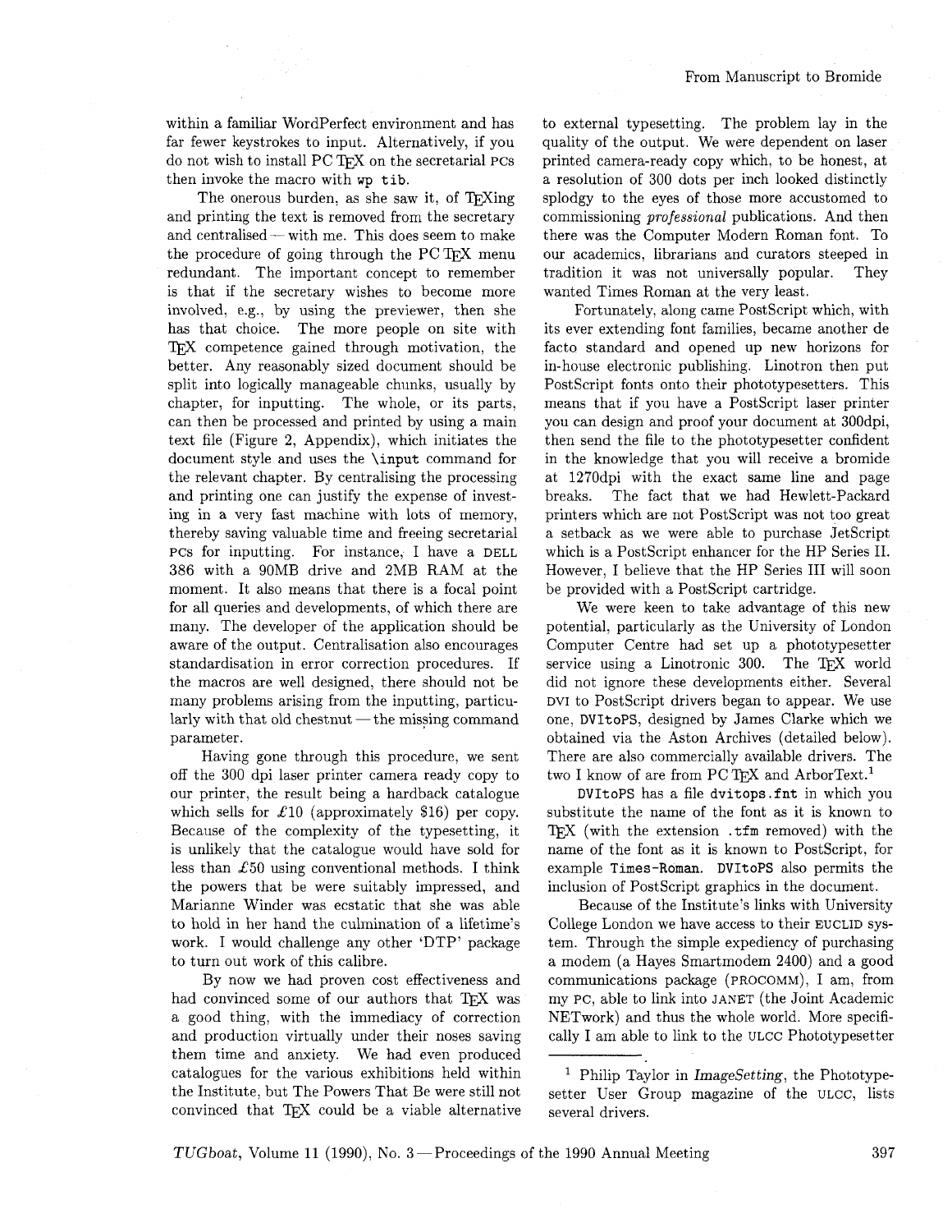within a familiar WordPerfect environment and has far fewer keystrokes to input. Alternatively, if you do not wish to install PC TeX on the secretarial PCs then invoke the macro with `wp tib`.

The onerous burden, as she saw it, of TeXing and printing the text is removed from the secretary and centralised — with me. This does seem to make the procedure of going through the PC TeX menu redundant. The important concept to remember is that if the secretary wishes to become more involved, e.g., by using the previewer, then she has that choice. The more people on site with TeX competence gained through motivation, the better. Any reasonably sized document should be split into logically manageable chunks, usually by chapter, for inputting. The whole, or its parts, can then be processed and printed by using a main text file (Figure 2, Appendix), which initiates the document style and uses the `\input` command for the relevant chapter. By centralising the processing and printing one can justify the expense of investing in a very fast machine with lots of memory, thereby saving valuable time and freeing secretarial PCs for inputting. For instance, I have a DELL 386 with a 90MB drive and 2MB RAM at the moment. It also means that there is a focal point for all queries and developments, of which there are many. The developer of the application should be aware of the output. Centralisation also encourages standardisation in error correction procedures. If the macros are well designed, there should not be many problems arising from the inputting, particularly with that old chestnut — the missing command parameter.

Having gone through this procedure, we sent off the 300 dpi laser printer camera ready copy to our printer, the result being a hardback catalogue which sells for £10 (approximately $16) per copy. Because of the complexity of the typesetting, it is unlikely that the catalogue would have sold for less than £50 using conventional methods. I think the powers that be were suitably impressed, and Marianne Winder was ecstatic that she was able to hold in her hand the culmination of a lifetime's work. I would challenge any other 'DTP' package to turn out work of this calibre.

By now we had proven cost effectiveness and had convinced some of our authors that TeX was a good thing, with the immediacy of correction and production virtually under their noses saving them time and anxiety. We had even produced catalogues for the various exhibitions held within the Institute, but The Powers That Be were still not convinced that TeX could be a viable alternative to external typesetting. The problem lay in the quality of the output. We were dependent on laser printed camera-ready copy which, to be honest, at a resolution of 300 dots per inch looked distinctly splodgy to the eyes of those more accustomed to commissioning *professional* publications. And then there was the Computer Modern Roman font. To our academics, librarians and curators steeped in tradition it was not universally popular. They wanted Times Roman at the very least.

Fortunately, along came PostScript which, with its ever extending font families, became another de facto standard and opened up new horizons for in-house electronic publishing. Linotron then put PostScript fonts onto their phototypesetters. This means that if you have a PostScript laser printer you can design and proof your document at 300dpi, then send the file to the phototypesetter confident in the knowledge that you will receive a bromide at 1270dpi with the exact same line and page breaks. The fact that we had Hewlett-Packard printers which are not PostScript was not too great a setback as we were able to purchase JetScript which is a PostScript enhancer for the HP Series II. However, I believe that the HP Series III will soon be provided with a PostScript cartridge.

We were keen to take advantage of this new potential, particularly as the University of London Computer Centre had set up a phototypesetter service using a Linotronic 300. The TeX world did not ignore these developments either. Several DVI to PostScript drivers began to appear. We use one, DVItoPS, designed by James Clarke which we obtained via the Aston Archives (detailed below). There are also commercially available drivers. The two I know of are from PC TeX and ArborText.[1]

DVItoPS has a file `dvitops.fnt` in which you substitute the name of the font as it is known to TeX (with the extension `.tfm` removed) with the name of the font as it is known to PostScript, for example `Times-Roman`. DVItoPS also permits the inclusion of PostScript graphics in the document.

Because of the Institute's links with University College London we have access to their EUCLID system. Through the simple expediency of purchasing a modem (a Hayes Smartmodem 2400) and a good communications package (PROCOMM), I am, from my PC, able to link into JANET (the Joint Academic NETwork) and thus the whole world. More specifically I am able to link to the ULCC Phototypesetter

---

[1] Philip Taylor in *ImageSetting*, the Phototypesetter User Group magazine of the ULCC, lists several drivers.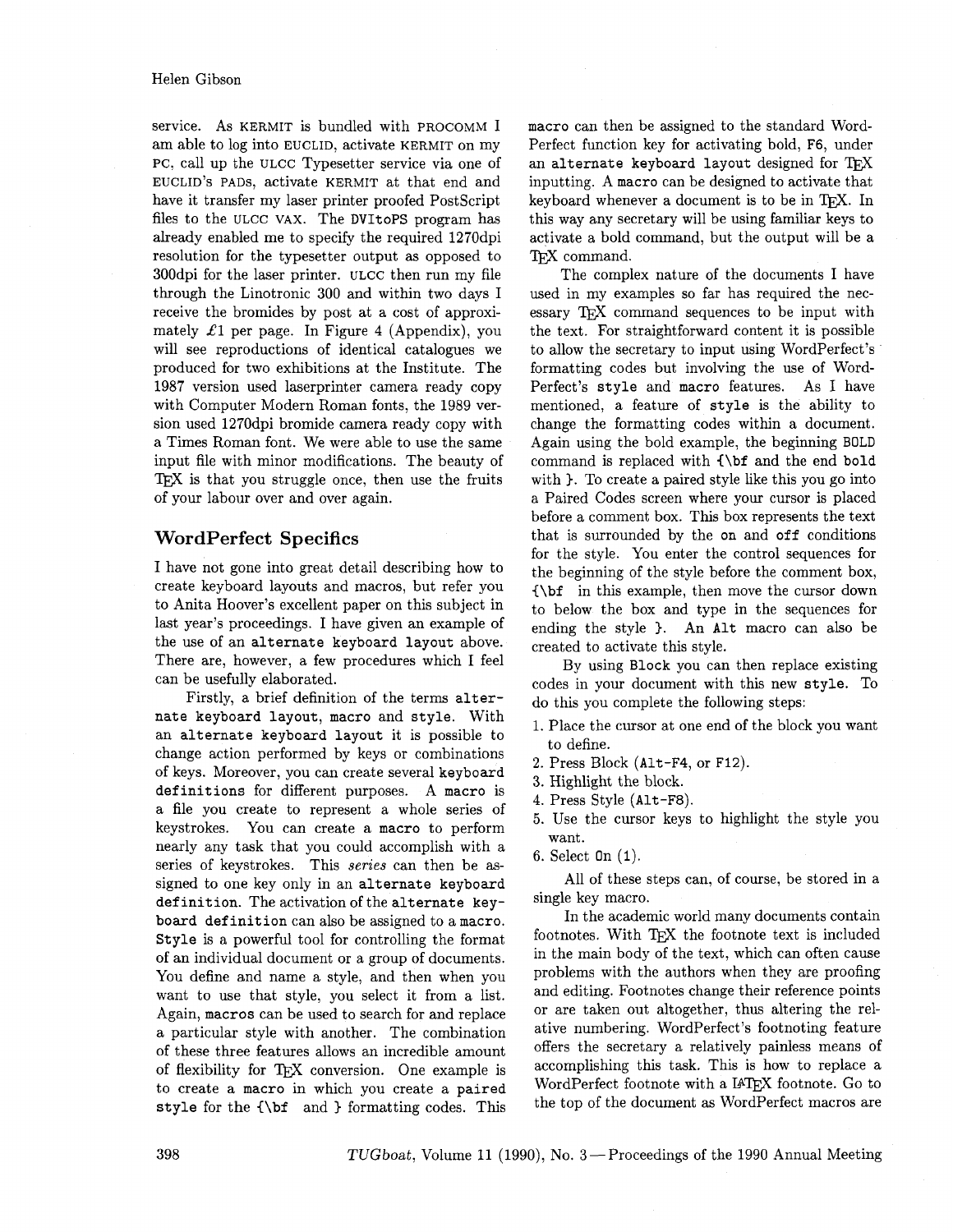service. As KERMIT is bundled with PROCOMM I am able to log into EUCLID, activate KERMIT on my PC, call up the ULCC Typesetter service via one of EUCLID's PADs, activate KERMIT at that end and have it transfer my laser printer proofed PostScript files to the ULCC VAX. The DVItoPS program has already enabled me to specify the required 1270dpi resolution for the typesetter output as opposed to 300dpi for the laser printer. ULCC then run my file through the Linotronic 300 and within two days I receive the bromides by post at a cost of approximately £1 per page. In Figure 4 (Appendix), you will see reproductions of identical catalogues we produced for two exhibitions at the Institute. The 1987 version used laserprinter camera ready copy with Computer Modern Roman fonts, the 1989 version used 1270dpi bromide camera ready copy with a Times Roman font. We were able to use the same input file with minor modifications. The beauty of TeX is that you struggle once, then use the fruits of your labour over and over again.

## WordPerfect Specifics

I have not gone into great detail describing how to create keyboard layouts and macros, but refer you to Anita Hoover's excellent paper on this subject in last year's proceedings. I have given an example of the use of an `alternate keyboard layout` above. There are, however, a few procedures which I feel can be usefully elaborated.

Firstly, a brief definition of the terms `alternate keyboard layout`, `macro` and `style`. With an `alternate keyboard layout` it is possible to change action performed by keys or combinations of keys. Moreover, you can create several `keyboard definitions` for different purposes. A `macro` is a file you create to represent a whole series of keystrokes. You can create a `macro` to perform nearly any task that you could accomplish with a series of keystrokes. This *series* can then be assigned to one key only in an `alternate keyboard definition`. The activation of the `alternate keyboard definition` can also be assigned to a `macro`. `Style` is a powerful tool for controlling the format of an individual document or a group of documents. You define and name a style, and then when you want to use that style, you select it from a list. Again, `macros` can be used to search for and replace a particular style with another. The combination of these three features allows an incredible amount of flexibility for TeX conversion. One example is to create a `macro` in which you create a `paired style` for the `{\bf` and `}` formatting codes. This `macro` can then be assigned to the standard WordPerfect function key for activating bold, `F6`, under an `alternate keyboard layout` designed for TeX inputting. A `macro` can be designed to activate that keyboard whenever a document is to be in TeX. In this way any secretary will be using familiar keys to activate a bold command, but the output will be a TeX command.

The complex nature of the documents I have used in my examples so far has required the necessary TeX command sequences to be input with the text. For straightforward content it is possible to allow the secretary to input using WordPerfect's formatting codes but involving the use of WordPerfect's `style` and `macro` features. As I have mentioned, a feature of `style` is the ability to change the formatting codes within a document. Again using the bold example, the beginning `BOLD` command is replaced with `{\bf` and the end `bold` with `}`. To create a paired style like this you go into a Paired Codes screen where your cursor is placed before a comment box. This box represents the text that is surrounded by the `on` and `off` conditions for the style. You enter the control sequences for the beginning of the style before the comment box, `{\bf` in this example, then move the cursor down to below the box and type in the sequences for ending the style `}`. An `Alt` macro can also be created to activate this style.

By using `Block` you can then replace existing codes in your document with this new `style`. To do this you complete the following steps:

1. Place the cursor at one end of the block you want to define.
2. Press Block (`Alt-F4`, or `F12`).
3. Highlight the block.
4. Press Style (`Alt-F8`).
5. Use the cursor keys to highlight the style you want.
6. Select `On (1)`.

All of these steps can, of course, be stored in a single key macro.

In the academic world many documents contain footnotes. With TeX the footnote text is included in the main body of the text, which can often cause problems with the authors when they are proofing and editing. Footnotes change their reference points or are taken out altogether, thus altering the relative numbering. WordPerfect's footnoting feature offers the secretary a relatively painless means of accomplishing this task. This is how to replace a WordPerfect footnote with a LaTeX footnote. Go to the top of the document as WordPerfect macros are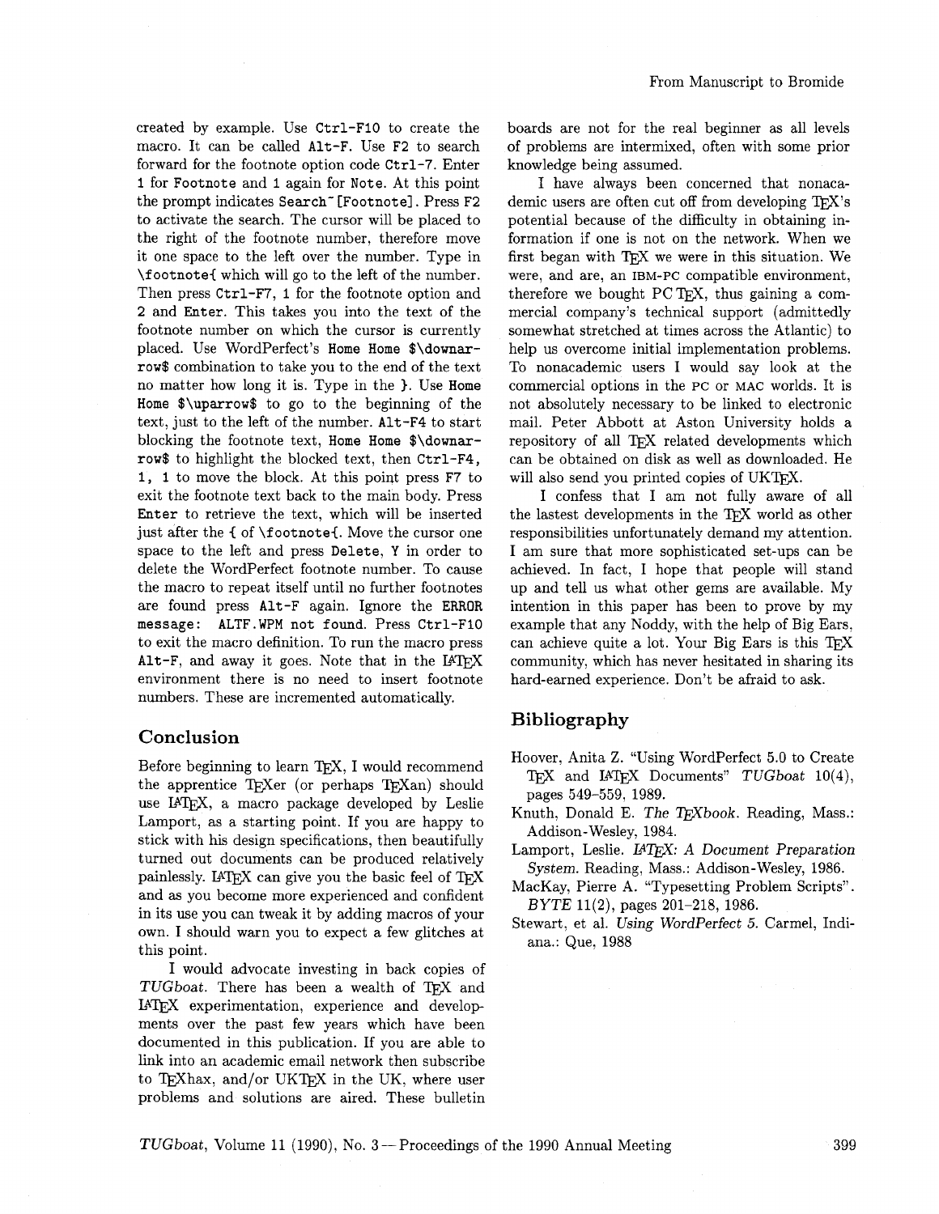created by example. Use Ctrl-F10 to create the macro. It can be called Alt-F. Use F2 to search forward for the footnote option code Ctrl-7. Enter 1 for Footnote and 1 again for Note. At this point the prompt indicates Search~[Footnote]. Press F2 to activate the search. The cursor will be placed to the right of the footnote number, therefore move it one space to the left right over the number. Type in \footnote{ which will go to the left of the number. Then press Ctrl-F7, 1 for the footnote option and 2 and Enter. This takes you into the text of the footnote number on which the cursor is currently placed. Use WordPerfect's Home Home $\downarrow$ combination to take you to the end of the text no matter how long it is. Type in the }. Use Home Home $\uparrow$ to go to the beginning of the text, just to the left of the number. Alt-F4 to start blocking the footnote text, Home Home $\downarrow$ to highlight the blocked text, then Ctrl-F4, 1, 1 to move the block. At this point press F7 to exit the footnote text back to the main body. Press Enter to retrieve the text, which will be inserted just after the { of \footnote{. Move the cursor one space to the left and press Delete, Y in order to delete the WordPerfect footnote number. To cause the macro to repeat itself until no further footnotes are found press Alt-F again. Ignore the ERROR message: ALTF.WPM not found. Press Ctrl-F10 to exit the macro definition. To run the macro press Alt-F, and away it goes. Note that in the LaTeX environment there is no need to insert footnote numbers. These are incremented automatically.

## Conclusion

Before beginning to learn TeX, I would recommend the apprentice TeXer (or perhaps TeXan) should use LaTeX, a macro package developed by Leslie Lamport, as a starting point. If you are happy to stick with his design specifications, then beautifully turned out documents can be produced relatively painlessly. LaTeX can give you the basic feel of TeX and as you become more experienced and confident in its use you can tweak it by adding macros of your own. I should warn you to expect a few glitches at this point.

I would advocate investing in back copies of *TUGboat*. There has been a wealth of TeX and LaTeX experimentation, experience and developments over the past few years which have been documented in this publication. If you are able to link into an academic email network then subscribe to TeXhax, and/or UKTeX in the UK, where user problems and solutions are aired. These bulletin boards are not for the real beginner as all levels of problems are intermixed, often with some prior knowledge being assumed.

I have always been concerned that nonacademic users are often cut off from developing TeX's potential because of the difficulty in obtaining information if one is not on the network. When we first began with TeX we were in this situation. We were, and are, an IBM-PC compatible environment, therefore we bought PC TeX, thus gaining a commercial company's technical support (admittedly somewhat stretched at times across the Atlantic) to help us overcome initial implementation problems. To nonacademic users I would say look at the commercial options in the PC or MAC worlds. It is not absolutely necessary to be linked to electronic mail. Peter Abbott at Aston University holds a repository of all TeX related developments which can be obtained on disk as well as downloaded. He will also send you printed copies of UKTeX.

I confess that I am not fully aware of all the lastest developments in the TeX world as other responsibilities unfortunately demand my attention. I am sure that more sophisticated set-ups can be achieved. In fact, I hope that people will stand up and tell us what other gems are available. My intention in this paper has been to prove by my example that any Noddy, with the help of Big Ears, can achieve quite a lot. Your Big Ears is this TeX community, which has never hesitated in sharing its hard-earned experience. Don't be afraid to ask.

## Bibliography

Hoover, Anita Z. "Using WordPerfect 5.0 to Create TeX and LaTeX Documents" *TUGboat* 10(4), pages 549–559, 1989.

Knuth, Donald E. *The TeXbook*. Reading, Mass.: Addison-Wesley, 1984.

Lamport, Leslie. *LaTeX: A Document Preparation System*. Reading, Mass.: Addison-Wesley, 1986.

MacKay, Pierre A. "Typesetting Problem Scripts". *BYTE* 11(2), pages 201–218, 1986.

Stewart, et al. *Using WordPerfect 5*. Carmel, Indiana.: Que, 1988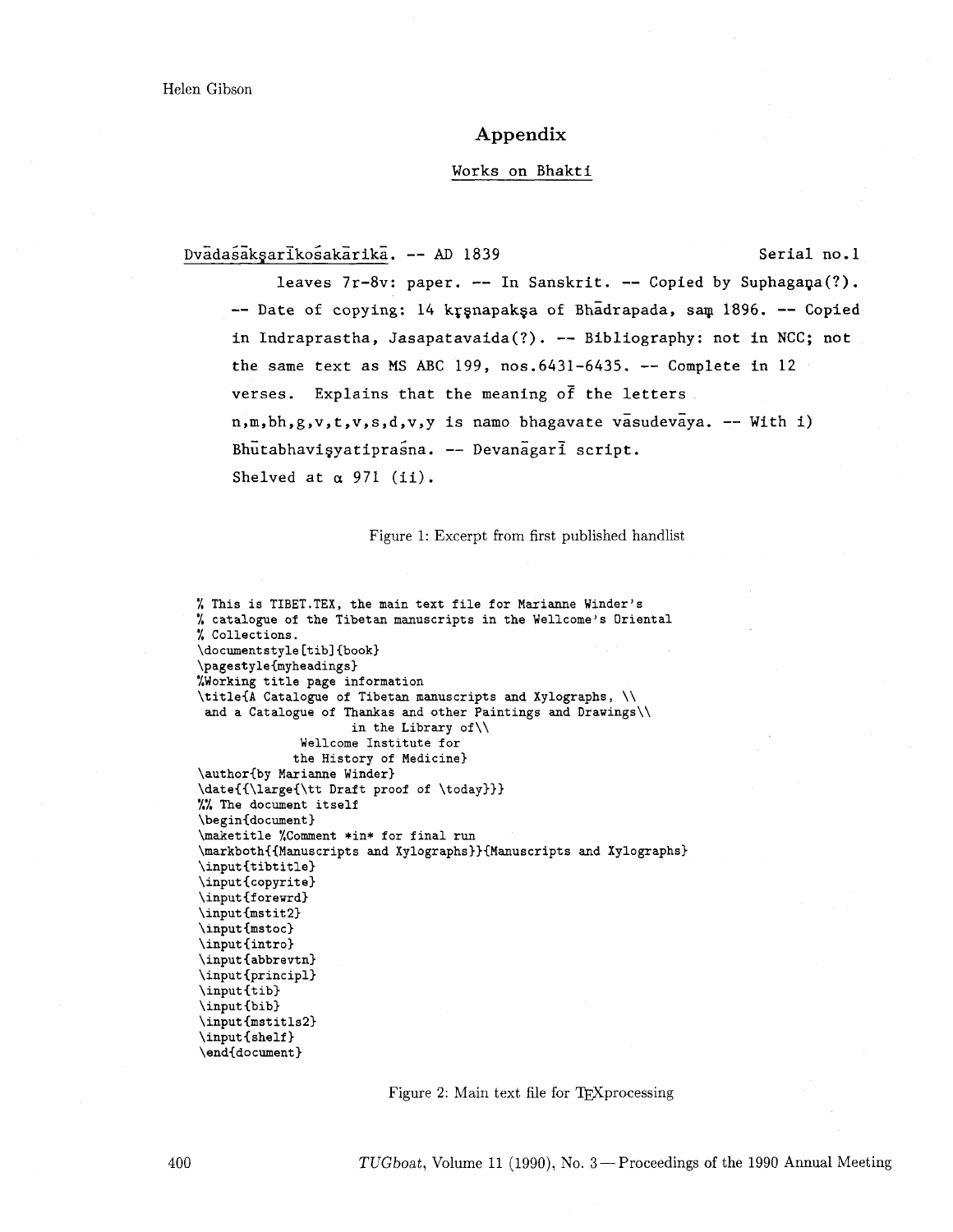## Appendix

Works on Bhakti

Dvādaśākṣarīkośakārikā. -- AD 1839 Serial no.1

leaves 7r-8v: paper. -- In Sanskrit. -- Copied by Suphagaṇa(?). -- Date of copying: 14 kṛṣṇapakṣa of Bhādrapada, saṃ 1896. -- Copied in Indraprastha, Jasapatavaida(?). -- Bibliography: not in NCC; not the same text as MS ABC 199, nos.6431-6435. -- Complete in 12 verses. Explains that the meaning of the letters n,m,bh,g,v,t,v,s,d,v,y is namo bhagavate vāsudevāya. -- With i) Bhūtabhaviṣyatipraśna. -- Devanāgarī script.
Shelved at α 971 (ii).

Figure 1: Excerpt from first published handlist

```
% This is TIBET.TEX, the main text file for Marianne Winder's
% catalogue of the Tibetan manuscripts in the Wellcome's Oriental
% Collections.
\documentstyle[tib]{book}
\pagestyle{myheadings}
%Working title page information
\title{A Catalogue of Tibetan manuscripts and Xylographs, \\
 and a Catalogue of Thankas and other Paintings and Drawings\\
                    in the Library of\\
             Wellcome Institute for
            the History of Medicine}
\author{by Marianne Winder}
\date{{\large{\tt Draft proof of \today}}}
%% The document itself
\begin{document}
\maketitle %Comment *in* for final run
\markboth{{Manuscripts and Xylographs}}{Manuscripts and Xylographs}
\input{tibtitle}
\input{copyrite}
\input{forewrd}
\input{mstit2}
\input{mstoc}
\input{intro}
\input{abbrevtn}
\input{principl}
\input{tib}
\input{bib}
\input{mstitls2}
\input{shelf}
\end{document}
```

Figure 2: Main text file for TEXprocessing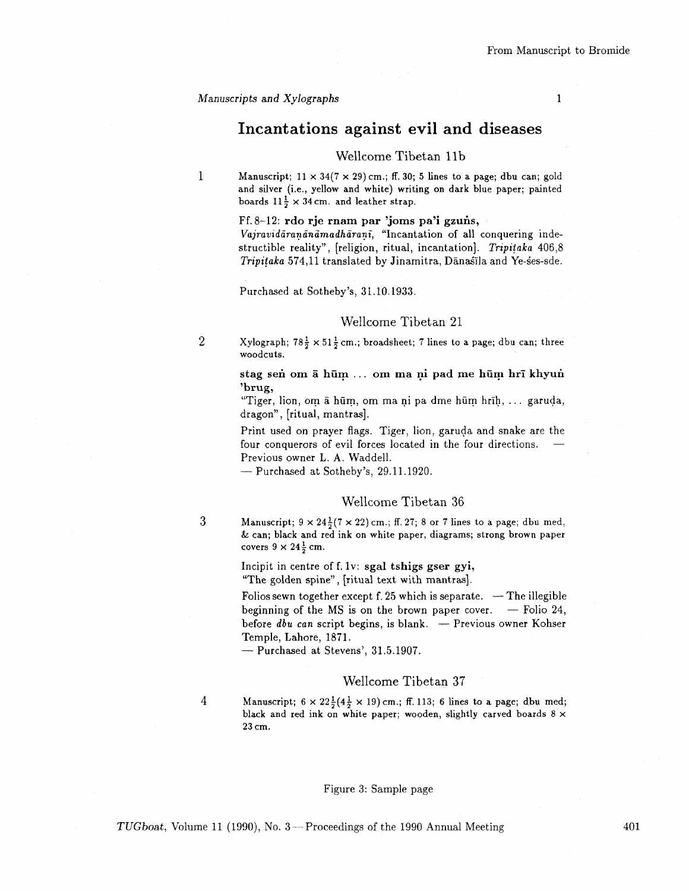*Manuscripts and Xylographs* 1

## Incantations against evil and diseases

### Wellcome Tibetan 11b

1

Manuscript; 11 × 34(7 × 29) cm.; ff. 30; 5 lines to a page; dbu can; gold and silver (i.e., yellow and white) writing on dark blue paper; painted boards $11\frac{1}{2}$ × 34 cm. and leather strap.

Ff. 8–12: **rdo rje rnam par 'joms pa'i gzuṅs,**
*Vajravidāraṇānāmadhāraṇī*, "Incantation of all conquering indestructible reality", [religion, ritual, incantation]. *Tripiṭaka* 406,8 *Tripiṭaka* 574,11 translated by Jinamitra, Dānaśīla and Ye-śes-sde.

Purchased at Sotheby's, 31.10.1933.

### Wellcome Tibetan 21

2

Xylograph; $78\frac{1}{2}$ × $51\frac{1}{2}$ cm.; broadsheet; 7 lines to a page; dbu can; three woodcuts.

**stag seṅ oṃ ā hūṃ ... oṃ ma ṇi pad me hūṃ hrī khyuṅ 'brug,**

"Tiger, lion, oṃ ā hūṃ, oṃ ma ṇi pa dme hūṃ hrīḥ, ... garuḍa, dragon", [ritual, mantras].

Print used on prayer flags. Tiger, lion, garuḍa and snake are the four conquerors of evil forces located in the four directions. — Previous owner L. A. Waddell.
— Purchased at Sotheby's, 29.11.1920.

### Wellcome Tibetan 36

3

Manuscript; 9 × $24\frac{1}{2}$(7 × 22) cm.; ff. 27; 8 or 7 lines to a page; dbu med, & can; black and red ink on white paper, diagrams; strong brown paper covers 9 × $24\frac{1}{2}$ cm.

Incipit in centre of f. 1v: **sgal tshigs gser gyi,**
"The golden spine", [ritual text with mantras].

Folios sewn together except f. 25 which is separate. — The illegible beginning of the MS is on the brown paper cover. — Folio 24, before *dbu can* script begins, is blank. — Previous owner Kohser Temple, Lahore, 1871.
— Purchased at Stevens', 31.5.1907.

### Wellcome Tibetan 37

4

Manuscript; 6 × $22\frac{1}{2}$($4\frac{1}{2}$ × 19) cm.; ff. 113; 6 lines to a page; dbu med; black and red ink on white paper; wooden, slightly carved boards 8 × 23 cm.

Figure 3: Sample page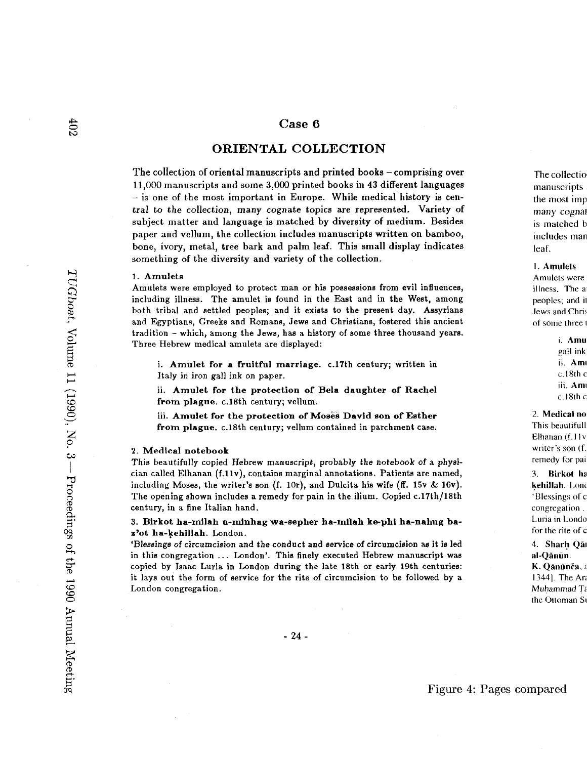## Case 6

## ORIENTAL COLLECTION

The collection of oriental manuscripts and printed books – comprising over 11,000 manuscripts and some 3,000 printed books in 43 different languages – is one of the most important in Europe. While medical history is central to the collection, many cognate topics are represented. Variety of subject matter and language is matched by diversity of medium. Besides paper and vellum, the collection includes manuscripts written on bamboo, bone, ivory, metal, tree bark and palm leaf. This small display indicates something of the diversity and variety of the collection.

### 1. Amulets

Amulets were employed to protect man or his possessions from evil influences, including illness. The amulet is found in the East and in the West, among both tribal and settled peoples; and it exists to the present day. Assyrians and Egyptians, Greeks and Romans, Jews and Christians, fostered this ancient tradition – which, among the Jews, has a history of some three thousand years. Three Hebrew medical amulets are displayed:

i. **Amulet for a fruitful marriage.** c.17th century; written in Italy in iron gall ink on paper.

ii. **Amulet for the protection of Bela daughter of Rachel from plague.** c.18th century; vellum.

iii. **Amulet for the protection of Moses David son of Esther from plague.** c.18th century; vellum contained in parchment case.

### 2. Medical notebook

This beautifully copied Hebrew manuscript, *probably the notebook of a physician called Elhanan* (f.11v), contains marginal annotations. Patients are named, including Moses, the writer's son (f. 10r), and Dulcita his wife (ff. 15v & 16v). The opening shown includes a remedy for pain in the ilium. Copied c.17th/18th century, in a fine Italian hand.

### 3. Birkot ha-milah u-minhag wa-sepher ha-milah ke-phi ha-nahug ba-z'ot ha-ḳehillah. London.

*'Blessings of circumcision and the conduct and service of circumcision as it is led in this congregation ... London'.* This finely executed Hebrew manuscript was copied by Isaac Luria in London during the late 18th or early 19th centuries: it lays out the form of service for the rite of circumcision to be followed by a London congregation.

- 24 -

The collectio
manuscripts
the most imp
many cognat
is matched b
includes man
leaf.

**1. Amulets**
Amulets were
illness. The a
peoples; and it
Jews and Chris
of some three t

i. **Amu**
gall ink
ii. **Am**
c.18th c
iii. **Am**
c.18th c

**2. Medical no**
This beautifull
Elhanan (f.11v
writer's son (f.
remedy for pai

3. **Birkot ha**
**ḳehillah**. Lond
'Blessings of c
congregation .
Luria in Londo
for the rite of c

4. **Sharḥ Qā**
**al-Qānūn**.
**K. Qānūnča**, a
1344]. The Ara
Muḥammad Tā
the Ottoman Su

Figure 4: Pages compared